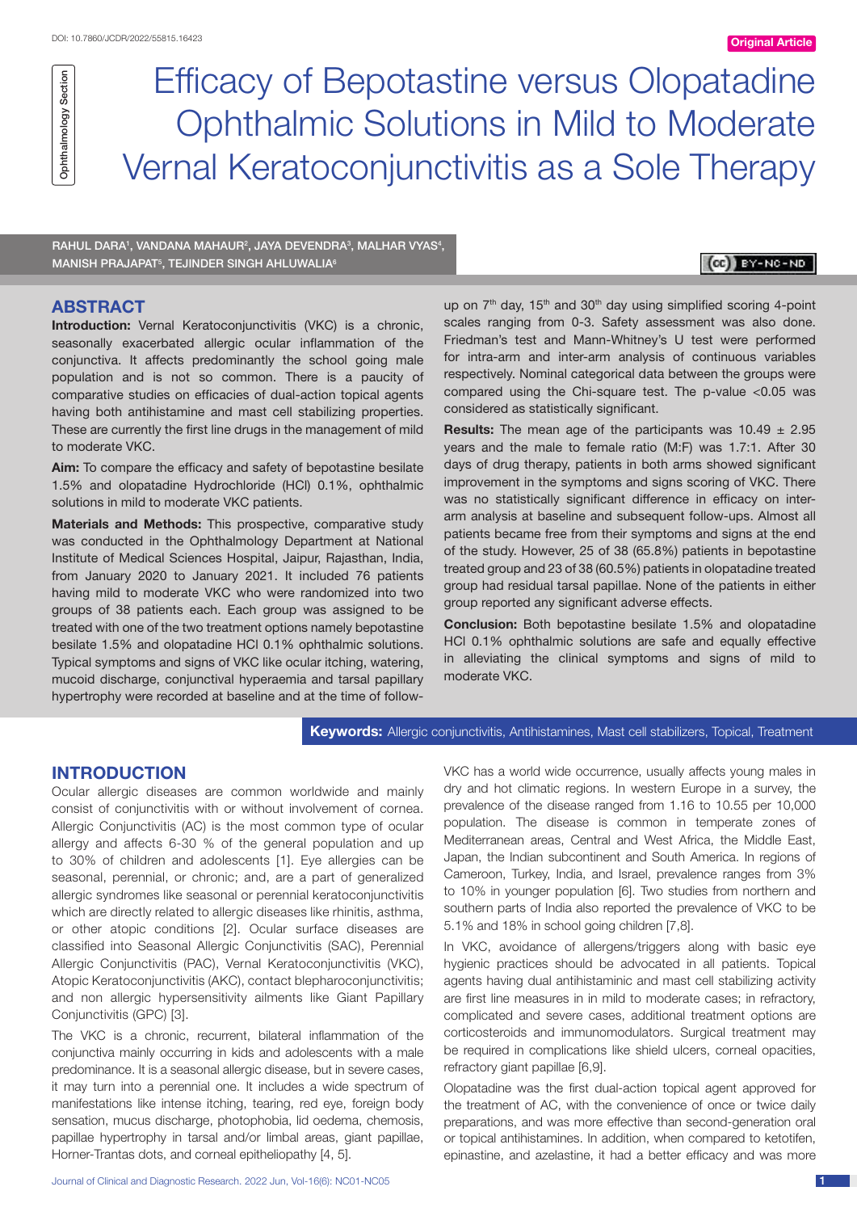DOI: 10.7860/JCDR/2022/55815.16423

Original Article

Ophthalmology Section

# Efficacy of Bepotastine versus Olopatadine Ophthalmic Solutions in Mild to Moderate Vernal Keratoconjunctivitis as a Sole Therapy

RAHUL DARA[1], VANDANA MAHAUR[2], JAYA DEVENDRA[3], MALHAR VYAS[4], MANISH PRAJAPAT[5], TEJINDER SINGH AHLUWALIA[6]

## ABSTRACT

**Introduction:** Vernal Keratoconjunctivitis (VKC) is a chronic, seasonally exacerbated allergic ocular inflammation of the conjunctiva. It affects predominantly the school going male population and is not so common. There is a paucity of comparative studies on efficacies of dual-action topical agents having both antihistamine and mast cell stabilizing properties. These are currently the first line drugs in the management of mild to moderate VKC.

**Aim:** To compare the efficacy and safety of bepotastine besilate 1.5% and olopatadine Hydrochloride (HCl) 0.1%, ophthalmic solutions in mild to moderate VKC patients.

**Materials and Methods:** This prospective, comparative study was conducted in the Ophthalmology Department at National Institute of Medical Sciences Hospital, Jaipur, Rajasthan, India, from January 2020 to January 2021. It included 76 patients having mild to moderate VKC who were randomized into two groups of 38 patients each. Each group was assigned to be treated with one of the two treatment options namely bepotastine besilate 1.5% and olopatadine HCl 0.1% ophthalmic solutions. Typical symptoms and signs of VKC like ocular itching, watering, mucoid discharge, conjunctival hyperaemia and tarsal papillary hypertrophy were recorded at baseline and at the time of follow-up on 7th day, 15th and 30th day using simplified scoring 4-point scales ranging from 0-3. Safety assessment was also done. Friedman's test and Mann-Whitney's U test were performed for intra-arm and inter-arm analysis of continuous variables respectively. Nominal categorical data between the groups were compared using the Chi-square test. The p-value <0.05 was considered as statistically significant.

**Results:** The mean age of the participants was 10.49 ± 2.95 years and the male to female ratio (M:F) was 1.7:1. After 30 days of drug therapy, patients in both arms showed significant improvement in the symptoms and signs scoring of VKC. There was no statistically significant difference in efficacy on inter-arm analysis at baseline and subsequent follow-ups. Almost all patients became free from their symptoms and signs at the end of the study. However, 25 of 38 (65.8%) patients in bepotastine treated group and 23 of 38 (60.5%) patients in olopatadine treated group had residual tarsal papillae. None of the patients in either group reported any significant adverse effects.

**Conclusion:** Both bepotastine besilate 1.5% and olopatadine HCl 0.1% ophthalmic solutions are safe and equally effective in alleviating the clinical symptoms and signs of mild to moderate VKC.

**Keywords:** Allergic conjunctivitis, Antihistamines, Mast cell stabilizers, Topical, Treatment

## INTRODUCTION

Ocular allergic diseases are common worldwide and mainly consist of conjunctivitis with or without involvement of cornea. Allergic Conjunctivitis (AC) is the most common type of ocular allergy and affects 6-30 % of the general population and up to 30% of children and adolescents [1]. Eye allergies can be seasonal, perennial, or chronic; and, are a part of generalized allergic syndromes like seasonal or perennial keratoconjunctivitis which are directly related to allergic diseases like rhinitis, asthma, or other atopic conditions [2]. Ocular surface diseases are classified into Seasonal Allergic Conjunctivitis (SAC), Perennial Allergic Conjunctivitis (PAC), Vernal Keratoconjunctivitis (VKC), Atopic Keratoconjunctivitis (AKC), contact blepharoconjunctivitis; and non allergic hypersensitivity ailments like Giant Papillary Conjunctivitis (GPC) [3].

The VKC is a chronic, recurrent, bilateral inflammation of the conjunctiva mainly occurring in kids and adolescents with a male predominance. It is a seasonal allergic disease, but in severe cases, it may turn into a perennial one. It includes a wide spectrum of manifestations like intense itching, tearing, red eye, foreign body sensation, mucus discharge, photophobia, lid oedema, chemosis, papillae hypertrophy in tarsal and/or limbal areas, giant papillae, Horner-Trantas dots, and corneal epitheliopathy [4, 5].

VKC has a world wide occurrence, usually affects young males in dry and hot climatic regions. In western Europe in a survey, the prevalence of the disease ranged from 1.16 to 10.55 per 10,000 population. The disease is common in temperate zones of Mediterranean areas, Central and West Africa, the Middle East, Japan, the Indian subcontinent and South America. In regions of Cameroon, Turkey, India, and Israel, prevalence ranges from 3% to 10% in younger population [6]. Two studies from northern and southern parts of India also reported the prevalence of VKC to be 5.1% and 18% in school going children [7,8].

In VKC, avoidance of allergens/triggers along with basic eye hygienic practices should be advocated in all patients. Topical agents having dual antihistaminic and mast cell stabilizing activity are first line measures in in mild to moderate cases; in refractory, complicated and severe cases, additional treatment options are corticosteroids and immunomodulators. Surgical treatment may be required in complications like shield ulcers, corneal opacities, refractory giant papillae [6,9].

Olopatadine was the first dual-action topical agent approved for the treatment of AC, with the convenience of once or twice daily preparations, and was more effective than second-generation oral or topical antihistamines. In addition, when compared to ketotifen, epinastine, and azelastine, it had a better efficacy and was more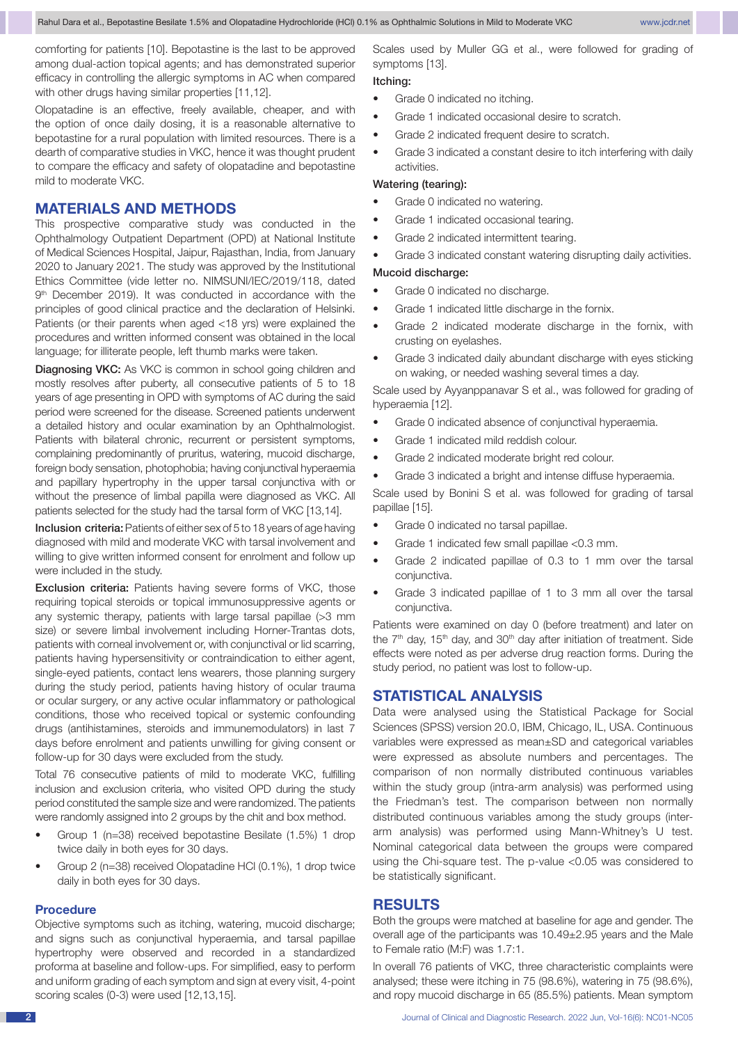comforting for patients [10]. Bepotastine is the last to be approved among dual-action topical agents; and has demonstrated superior efficacy in controlling the allergic symptoms in AC when compared with other drugs having similar properties [11,12].

Olopatadine is an effective, freely available, cheaper, and with the option of once daily dosing, it is a reasonable alternative to bepotastine for a rural population with limited resources. There is a dearth of comparative studies in VKC, hence it was thought prudent to compare the efficacy and safety of olopatadine and bepotastine mild to moderate VKC.

## MATERIALS AND METHODS

This prospective comparative study was conducted in the Ophthalmology Outpatient Department (OPD) at National Institute of Medical Sciences Hospital, Jaipur, Rajasthan, India, from January 2020 to January 2021. The study was approved by the Institutional Ethics Committee (vide letter no. NIMSUNI/IEC/2019/118, dated 9th December 2019). It was conducted in accordance with the principles of good clinical practice and the declaration of Helsinki. Patients (or their parents when aged <18 yrs) were explained the procedures and written informed consent was obtained in the local language; for illiterate people, left thumb marks were taken.

**Diagnosing VKC:** As VKC is common in school going children and mostly resolves after puberty, all consecutive patients of 5 to 18 years of age presenting in OPD with symptoms of AC during the said period were screened for the disease. Screened patients underwent a detailed history and ocular examination by an Ophthalmologist. Patients with bilateral chronic, recurrent or persistent symptoms, complaining predominantly of pruritus, watering, mucoid discharge, foreign body sensation, photophobia; having conjunctival hyperaemia and papillary hypertrophy in the upper tarsal conjunctiva with or without the presence of limbal papilla were diagnosed as VKC. All patients selected for the study had the tarsal form of VKC [13,14].

**Inclusion criteria:** Patients of either sex of 5 to 18 years of age having diagnosed with mild and moderate VKC with tarsal involvement and willing to give written informed consent for enrolment and follow up were included in the study.

**Exclusion criteria:** Patients having severe forms of VKC, those requiring topical steroids or topical immunosuppressive agents or any systemic therapy, patients with large tarsal papillae (>3 mm size) or severe limbal involvement including Horner-Trantas dots, patients with corneal involvement or, with conjunctival or lid scarring, patients having hypersensitivity or contraindication to either agent, single-eyed patients, contact lens wearers, those planning surgery during the study period, patients having history of ocular trauma or ocular surgery, or any active ocular inflammatory or pathological conditions, those who received topical or systemic confounding drugs (antihistamines, steroids and immunemodulators) in last 7 days before enrolment and patients unwilling for giving consent or follow-up for 30 days were excluded from the study.

Total 76 consecutive patients of mild to moderate VKC, fulfilling inclusion and exclusion criteria, who visited OPD during the study period constituted the sample size and were randomized. The patients were randomly assigned into 2 groups by the chit and box method.

- Group 1 (n=38) received bepotastine Besilate (1.5%) 1 drop twice daily in both eyes for 30 days.
- Group 2 (n=38) received Olopatadine HCl (0.1%), 1 drop twice daily in both eyes for 30 days.

### Procedure

Objective symptoms such as itching, watering, mucoid discharge; and signs such as conjunctival hyperaemia, and tarsal papillae hypertrophy were observed and recorded in a standardized proforma at baseline and follow-ups. For simplified, easy to perform and uniform grading of each symptom and sign at every visit, 4-point scoring scales (0-3) were used [12,13,15].

Scales used by Muller GG et al., were followed for grading of symptoms [13].

**Itching:**

- Grade 0 indicated no itching.
- Grade 1 indicated occasional desire to scratch.
- Grade 2 indicated frequent desire to scratch.
- Grade 3 indicated a constant desire to itch interfering with daily activities.

**Watering (tearing):**

- Grade 0 indicated no watering.
- Grade 1 indicated occasional tearing.
- Grade 2 indicated intermittent tearing.
- Grade 3 indicated constant watering disrupting daily activities.

**Mucoid discharge:**

- Grade 0 indicated no discharge.
- Grade 1 indicated little discharge in the fornix.
- Grade 2 indicated moderate discharge in the fornix, with crusting on eyelashes.
- Grade 3 indicated daily abundant discharge with eyes sticking on waking, or needed washing several times a day.

Scale used by Ayyanppanavar S et al., was followed for grading of hyperaemia [12].

- Grade 0 indicated absence of conjunctival hyperaemia.
- Grade 1 indicated mild reddish colour.
- Grade 2 indicated moderate bright red colour.
- Grade 3 indicated a bright and intense diffuse hyperaemia.

Scale used by Bonini S et al. was followed for grading of tarsal papillae [15].

- Grade 0 indicated no tarsal papillae.
- Grade 1 indicated few small papillae <0.3 mm.
- Grade 2 indicated papillae of 0.3 to 1 mm over the tarsal conjunctiva.
- Grade 3 indicated papillae of 1 to 3 mm all over the tarsal conjunctiva.

Patients were examined on day 0 (before treatment) and later on the 7th day, 15th day, and 30th day after initiation of treatment. Side effects were noted as per adverse drug reaction forms. During the study period, no patient was lost to follow-up.

## STATISTICAL ANALYSIS

Data were analysed using the Statistical Package for Social Sciences (SPSS) version 20.0, IBM, Chicago, IL, USA. Continuous variables were expressed as mean±SD and categorical variables were expressed as absolute numbers and percentages. The comparison of non normally distributed continuous variables within the study group (intra-arm analysis) was performed using the Friedman's test. The comparison between non normally distributed continuous variables among the study groups (inter-arm analysis) was performed using Mann-Whitney's U test. Nominal categorical data between the groups were compared using the Chi-square test. The p-value <0.05 was considered to be statistically significant.

## RESULTS

Both the groups were matched at baseline for age and gender. The overall age of the participants was 10.49±2.95 years and the Male to Female ratio (M:F) was 1.7:1.

In overall 76 patients of VKC, three characteristic complaints were analysed; these were itching in 75 (98.6%), watering in 75 (98.6%), and ropy mucoid discharge in 65 (85.5%) patients. Mean symptom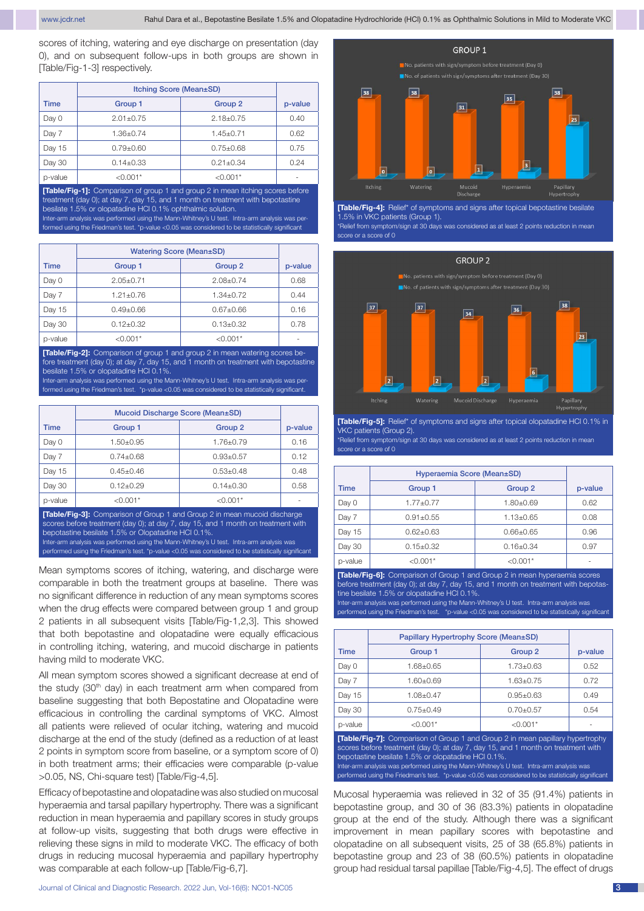scores of itching, watering and eye discharge on presentation (day 0), and on subsequent follow-ups in both groups are shown in [Table/Fig-1-3] respectively.

| Time | Itching Score (Mean±SD) | | p-value |
|---|---|---|---|
| | Group 1 | Group 2 | |
| Day 0 | 2.01±0.75 | 2.18±0.75 | 0.40 |
| Day 7 | 1.36±0.74 | 1.45±0.71 | 0.62 |
| Day 15 | 0.79±0.60 | 0.75±0.68 | 0.75 |
| Day 30 | 0.14±0.33 | 0.21±0.34 | 0.24 |
| p-value | <0.001* | <0.001* | - |

**[Table/Fig-1]:** Comparison of group 1 and group 2 in mean itching scores before treatment (day 0); at day 7, day 15, and 1 month on treatment with bepotastine besilate 1.5% or olopatadine HCl 0.1% ophthalmic solution.
Inter-arm analysis was performed using the Mann-Whitney's U test. Intra-arm analysis was performed using the Friedman's test. *p-value <0.05 was considered to be statistically significant

| Time | Watering Score (Mean±SD) | | p-value |
|---|---|---|---|
| | Group 1 | Group 2 | |
| Day 0 | 2.05±0.71 | 2.08±0.74 | 0.68 |
| Day 7 | 1.21±0.76 | 1.34±0.72 | 0.44 |
| Day 15 | 0.49±0.66 | 0.67±0.66 | 0.16 |
| Day 30 | 0.12±0.32 | 0.13±0.32 | 0.78 |
| p-value | <0.001* | <0.001* | - |

**[Table/Fig-2]:** Comparison of group 1 and group 2 in mean watering scores before treatment (day 0); at day 7, day 15, and 1 month on treatment with bepotastine besilate 1.5% or olopatadine HCl 0.1%.
Inter-arm analysis was performed using the Mann-Whitney's U test. Intra-arm analysis was performed using the Friedman's test. *p-value <0.05 was considered to be statistically significant.

| Time | Mucoid Discharge Score (Mean±SD) | | p-value |
|---|---|---|---|
| | Group 1 | Group 2 | |
| Day 0 | 1.50±0.95 | 1.76±0.79 | 0.16 |
| Day 7 | 0.74±0.68 | 0.93±0.57 | 0.12 |
| Day 15 | 0.45±0.46 | 0.53±0.48 | 0.48 |
| Day 30 | 0.12±0.29 | 0.14±0.30 | 0.58 |
| p-value | <0.001* | <0.001* | - |

**[Table/Fig-3]:** Comparison of Group 1 and Group 2 in mean mucoid discharge scores before treatment (day 0); at day 7, day 15, and 1 month on treatment with bepotastine besilate 1.5% or Olopatadine HCl 0.1%.
Inter-arm analysis was performed using the Mann-Whitney's U test. Intra-arm analysis was performed using the Friedman's test. *p-value <0.05 was considered to be statistically significant

Mean symptoms scores of itching, watering, and discharge were comparable in both the treatment groups at baseline. There was no significant difference in reduction of any mean symptoms scores when the drug effects were compared between group 1 and group 2 patients in all subsequent visits [Table/Fig-1,2,3]. This showed that both bepotastine and olopatadine were equally efficacious in controlling itching, watering, and mucoid discharge in patients having mild to moderate VKC.

All mean symptom scores showed a significant decrease at end of the study (30th day) in each treatment arm when compared from baseline suggesting that both Bepostatine and Olopatadine were efficacious in controlling the cardinal symptoms of VKC. Almost all patients were relieved of ocular itching, watering and mucoid discharge at the end of the study (defined as a reduction of at least 2 points in symptom score from baseline, or a symptom score of 0) in both treatment arms; their efficacies were comparable (p-value >0.05, NS, Chi-square test) [Table/Fig-4,5].

Efficacy of bepotastine and olopatadine was also studied on mucosal hyperaemia and tarsal papillary hypertrophy. There was a significant reduction in mean hyperaemia and papillary scores in study groups at follow-up visits, suggesting that both drugs were effective in relieving these signs in mild to moderate VKC. The efficacy of both drugs in reducing mucosal hyperaemia and papillary hypertrophy was comparable at each follow-up [Table/Fig-6,7].

**[Table/Fig-4]:** Relief* of symptoms and signs after topical bepotastine besilate 1.5% in VKC patients (Group 1).
*Relief from symptom/sign at 30 days was considered as at least 2 points reduction in mean score or a score of 0

**[Table/Fig-5]:** Relief* of symptoms and signs after topical olopatadine HCl 0.1% in VKC patients (Group 2).
*Relief from symptom/sign at 30 days was considered as at least 2 points reduction in mean score or a score of 0

| Time | Hyperaemia Score (Mean±SD) | | p-value |
|---|---|---|---|
| | Group 1 | Group 2 | |
| Day 0 | 1.77±0.77 | 1.80±0.69 | 0.62 |
| Day 7 | 0.91±0.55 | 1.13±0.65 | 0.08 |
| Day 15 | 0.62±0.63 | 0.66±0.65 | 0.96 |
| Day 30 | 0.15±0.32 | 0.16±0.34 | 0.97 |
| p-value | <0.001* | <0.001* | - |

**[Table/Fig-6]:** Comparison of Group 1 and Group 2 in mean hyperaemia scores before treatment (day 0); at day 7, day 15, and 1 month on treatment with bepotastine besilate 1.5% or olopatadine HCl 0.1%.
Inter-arm analysis was performed using the Mann-Whitney's U test. Intra-arm analysis was performed using the Friedman's test. *p-value <0.05 was considered to be statistically significant

| Time | Papillary Hypertrophy Score (Mean±SD) | | p-value |
|---|---|---|---|
| | Group 1 | Group 2 | |
| Day 0 | 1.68±0.65 | 1.73±0.63 | 0.52 |
| Day 7 | 1.60±0.69 | 1.63±0.75 | 0.72 |
| Day 15 | 1.08±0.47 | 0.95±0.63 | 0.49 |
| Day 30 | 0.75±0.49 | 0.70±0.57 | 0.54 |
| p-value | <0.001* | <0.001* | - |

**[Table/Fig-7]:** Comparison of Group 1 and Group 2 in mean papillary hypertrophy scores before treatment (day 0); at day 7, day 15, and 1 month on treatment with bepotastine besilate 1.5% or olopatadine HCl 0.1%.
Inter-arm analysis was performed using the Mann-Whitney's U test. Intra-arm analysis was performed using the Friedman's test. *p-value <0.05 was considered to be statistically significant

Mucosal hyperaemia was relieved in 32 of 35 (91.4%) patients in bepotastine group, and 30 of 36 (83.3%) patients in olopatadine group at the end of the study. Although there was a significant improvement in mean papillary scores with bepotastine and olopatadine on all subsequent visits, 25 of 38 (65.8%) patients in bepotastine group and 23 of 38 (60.5%) patients in olopatadine group had residual tarsal papillae [Table/Fig-4,5]. The effect of drugs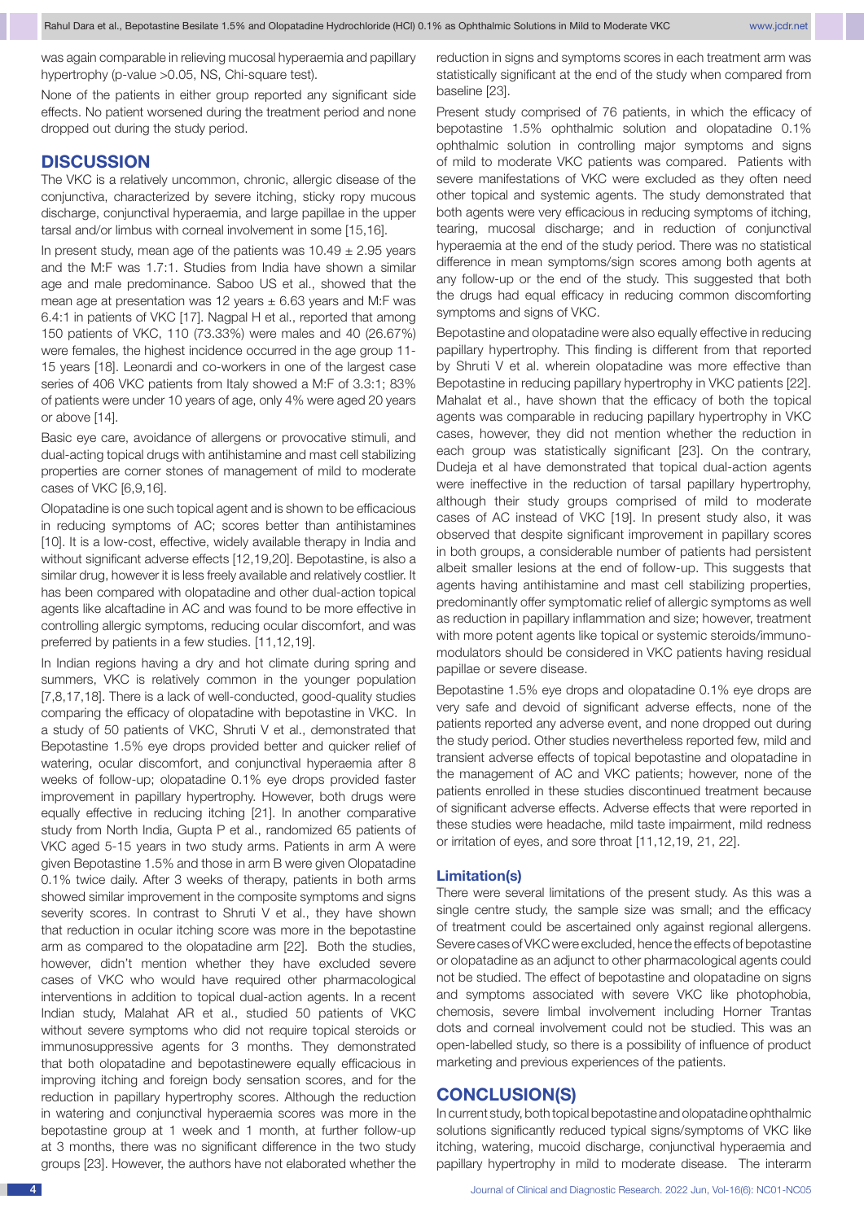was again comparable in relieving mucosal hyperaemia and papillary hypertrophy (p-value >0.05, NS, Chi-square test).

None of the patients in either group reported any significant side effects. No patient worsened during the treatment period and none dropped out during the study period.

## DISCUSSION

The VKC is a relatively uncommon, chronic, allergic disease of the conjunctiva, characterized by severe itching, sticky ropy mucous discharge, conjunctival hyperaemia, and large papillae in the upper tarsal and/or limbus with corneal involvement in some [15,16].

In present study, mean age of the patients was $10.49 \pm 2.95$ years and the M:F was 1.7:1. Studies from India have shown a similar age and male predominance. Saboo US et al., showed that the mean age at presentation was 12 years $\pm$ 6.63 years and M:F was 6.4:1 in patients of VKC [17]. Nagpal H et al., reported that among 150 patients of VKC, 110 (73.33%) were males and 40 (26.67%) were females, the highest incidence occurred in the age group 11-15 years [18]. Leonardi and co-workers in one of the largest case series of 406 VKC patients from Italy showed a M:F of 3.3:1; 83% of patients were under 10 years of age, only 4% were aged 20 years or above [14].

Basic eye care, avoidance of allergens or provocative stimuli, and dual-acting topical drugs with antihistamine and mast cell stabilizing properties are corner stones of management of mild to moderate cases of VKC [6,9,16].

Olopatadine is one such topical agent and is shown to be efficacious in reducing symptoms of AC; scores better than antihistamines [10]. It is a low-cost, effective, widely available therapy in India and without significant adverse effects [12,19,20]. Bepotastine, is also a similar drug, however it is less freely available and relatively costlier. It has been compared with olopatadine and other dual-action topical agents like alcaftadine in AC and was found to be more effective in controlling allergic symptoms, reducing ocular discomfort, and was preferred by patients in a few studies. [11,12,19].

In Indian regions having a dry and hot climate during spring and summers, VKC is relatively common in the younger population [7,8,17,18]. There is a lack of well-conducted, good-quality studies comparing the efficacy of olopatadine with bepotastine in VKC. In a study of 50 patients of VKC, Shruti V et al., demonstrated that Bepotastine 1.5% eye drops provided better and quicker relief of watering, ocular discomfort, and conjunctival hyperaemia after 8 weeks of follow-up; olopatadine 0.1% eye drops provided faster improvement in papillary hypertrophy. However, both drugs were equally effective in reducing itching [21]. In another comparative study from North India, Gupta P et al., randomized 65 patients of VKC aged 5-15 years in two study arms. Patients in arm A were given Bepotastine 1.5% and those in arm B were given Olopatadine 0.1% twice daily. After 3 weeks of therapy, patients in both arms showed similar improvement in the composite symptoms and signs severity scores. In contrast to Shruti V et al., they have shown that reduction in ocular itching score was more in the bepotastine arm as compared to the olopatadine arm [22]. Both the studies, however, didn't mention whether they have excluded severe cases of VKC who would have required other pharmacological interventions in addition to topical dual-action agents. In a recent Indian study, Malahat AR et al., studied 50 patients of VKC without severe symptoms who did not require topical steroids or immunosuppressive agents for 3 months. They demonstrated that both olopatadine and bepotastinewere equally efficacious in improving itching and foreign body sensation scores, and for the reduction in papillary hypertrophy scores. Although the reduction in watering and conjunctival hyperaemia scores was more in the bepotastine group at 1 week and 1 month, at further follow-up at 3 months, there was no significant difference in the two study groups [23]. However, the authors have not elaborated whether the reduction in signs and symptoms scores in each treatment arm was statistically significant at the end of the study when compared from baseline [23].

Present study comprised of 76 patients, in which the efficacy of bepotastine 1.5% ophthalmic solution and olopatadine 0.1% ophthalmic solution in controlling major symptoms and signs of mild to moderate VKC patients was compared. Patients with severe manifestations of VKC were excluded as they often need other topical and systemic agents. The study demonstrated that both agents were very efficacious in reducing symptoms of itching, tearing, mucosal discharge; and in reduction of conjunctival hyperaemia at the end of the study period. There was no statistical difference in mean symptoms/sign scores among both agents at any follow-up or the end of the study. This suggested that both the drugs had equal efficacy in reducing common discomforting symptoms and signs of VKC.

Bepotastine and olopatadine were also equally effective in reducing papillary hypertrophy. This finding is different from that reported by Shruti V et al. wherein olopatadine was more effective than Bepotastine in reducing papillary hypertrophy in VKC patients [22]. Mahalat et al., have shown that the efficacy of both the topical agents was comparable in reducing papillary hypertrophy in VKC cases, however, they did not mention whether the reduction in each group was statistically significant [23]. On the contrary, Dudeja et al have demonstrated that topical dual-action agents were ineffective in the reduction of tarsal papillary hypertrophy, although their study groups comprised of mild to moderate cases of AC instead of VKC [19]. In present study also, it was observed that despite significant improvement in papillary scores in both groups, a considerable number of patients had persistent albeit smaller lesions at the end of follow-up. This suggests that agents having antihistamine and mast cell stabilizing properties, predominantly offer symptomatic relief of allergic symptoms as well as reduction in papillary inflammation and size; however, treatment with more potent agents like topical or systemic steroids/immuno-modulators should be considered in VKC patients having residual papillae or severe disease.

Bepotastine 1.5% eye drops and olopatadine 0.1% eye drops are very safe and devoid of significant adverse effects, none of the patients reported any adverse event, and none dropped out during the study period. Other studies nevertheless reported few, mild and transient adverse effects of topical bepotastine and olopatadine in the management of AC and VKC patients; however, none of the patients enrolled in these studies discontinued treatment because of significant adverse effects. Adverse effects that were reported in these studies were headache, mild taste impairment, mild redness or irritation of eyes, and sore throat [11,12,19, 21, 22].

### Limitation(s)

There were several limitations of the present study. As this was a single centre study, the sample size was small; and the efficacy of treatment could be ascertained only against regional allergens. Severe cases of VKC were excluded, hence the effects of bepotastine or olopatadine as an adjunct to other pharmacological agents could not be studied. The effect of bepotastine and olopatadine on signs and symptoms associated with severe VKC like photophobia, chemosis, severe limbal involvement including Horner Trantas dots and corneal involvement could not be studied. This was an open-labelled study, so there is a possibility of influence of product marketing and previous experiences of the patients.

## CONCLUSION(S)

In current study, both topical bepotastine and olopatadine ophthalmic solutions significantly reduced typical signs/symptoms of VKC like itching, watering, mucoid discharge, conjunctival hyperaemia and papillary hypertrophy in mild to moderate disease. The interarm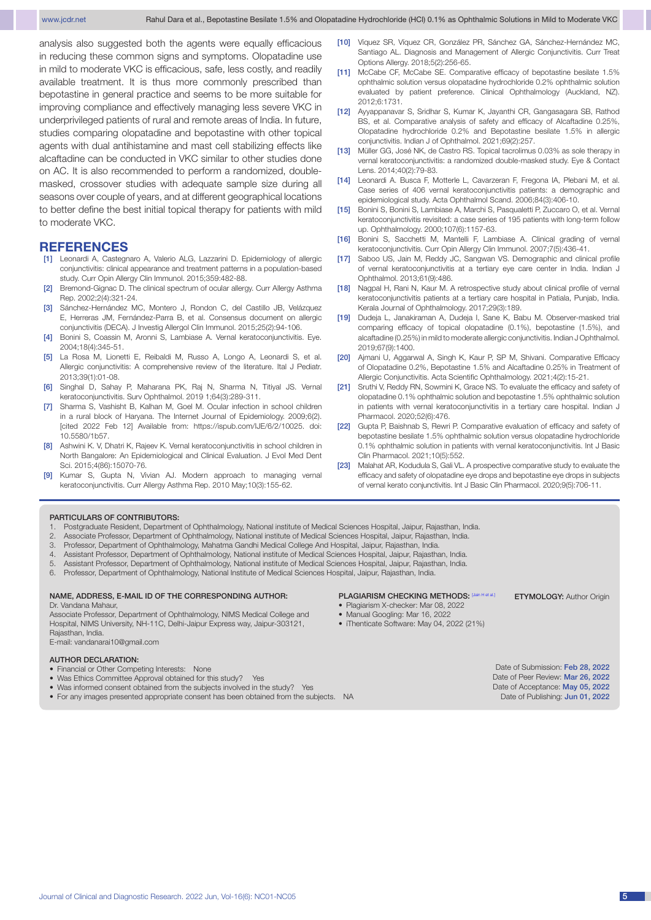analysis also suggested both the agents were equally efficacious in reducing these common signs and symptoms. Olopatadine use in mild to moderate VKC is efficacious, safe, less costly, and readily available treatment. It is thus more commonly prescribed than bepotastine in general practice and seems to be more suitable for improving compliance and effectively managing less severe VKC in underprivileged patients of rural and remote areas of India. In future, studies comparing olopatadine and bepotastine with other topical agents with dual antihistamine and mast cell stabilizing effects like alcaftadine can be conducted in VKC similar to other studies done on AC. It is also recommended to perform a randomized, double-masked, crossover studies with adequate sample size during all seasons over couple of years, and at different geographical locations to better define the best initial topical therapy for patients with mild to moderate VKC.

## REFERENCES

[1] Leonardi A, Castegnaro A, Valerio ALG, Lazzarini D. Epidemiology of allergic conjunctivitis: clinical appearance and treatment patterns in a population-based study. Curr Opin Allergy Clin Immunol. 2015;359:482-88.

[2] Bremond-Gignac D. The clinical spectrum of ocular allergy. Curr Allergy Asthma Rep. 2002;2(4):321-24.

[3] Sánchez-Hernández MC, Montero J, Rondon C, del Castillo JB, Velázquez E, Herreras JM, Fernández-Parra B, et al. Consensus document on allergic conjunctivitis (DECA). J Investig Allergol Clin Immunol. 2015;25(2):94-106.

[4] Bonini S, Coassin M, Aronni S, Lambiase A. Vernal keratoconjunctivitis. Eye. 2004;18(4):345-51.

[5] La Rosa M, Lionetti E, Reibaldi M, Russo A, Longo A, Leonardi S, et al. Allergic conjunctivitis: A comprehensive review of the literature. Ital J Pediatr. 2013;39(1):01-08.

[6] Singhal D, Sahay P, Maharana PK, Raj N, Sharma N, Titiyal JS. Vernal keratoconjunctivitis. Surv Ophthalmol. 2019 1;64(3):289-311.

[7] Sharma S, Vashisht B, Kalhan M, Goel M. Ocular infection in school children in a rural block of Haryana. The Internet Journal of Epidemiology. 2009;6(2). [cited 2022 Feb 12] Available from: https://ispub.com/IJE/6/2/10025. doi: 10.5580/1b57.

[8] Ashwini K. V, Dhatri K, Rajeev K. Vernal keratoconjunctivitis in school children in North Bangalore: An Epidemiological and Clinical Evaluation. J Evol Med Dent Sci. 2015;4(86):15070-76.

[9] Kumar S, Gupta N, Vivian AJ. Modern approach to managing vernal keratoconjunctivitis. Curr Allergy Asthma Rep. 2010 May;10(3):155-62.

[10] Víquez SR, Víquez CR, González PR, Sánchez GA, Sánchez-Hernández MC, Santiago AL. Diagnosis and Management of Allergic Conjunctivitis. Curr Treat Options Allergy. 2018;5(2):256-65.

[11] McCabe CF, McCabe SE. Comparative efficacy of bepotastine besilate 1.5% ophthalmic solution versus olopatadine hydrochloride 0.2% ophthalmic solution evaluated by patient preference. Clinical Ophthalmology (Auckland, NZ). 2012;6:1731.

[12] Ayyappanavar S, Sridhar S, Kumar K, Jayanthi CR, Gangasagara SB, Rathod BS, et al. Comparative analysis of safety and efficacy of Alcaftadine 0.25%, Olopatadine hydrochloride 0.2% and Bepotastine besilate 1.5% in allergic conjunctivitis. Indian J of Ophthalmol. 2021;69(2):257.

[13] Müller GG, José NK, de Castro RS. Topical tacrolimus 0.03% as sole therapy in vernal keratoconjunctivitis: a randomized double-masked study. Eye & Contact Lens. 2014;40(2):79-83.

[14] Leonardi A. Busca F, Motterle L, Cavarzeran F, Fregona IA, Plebani M, et al. Case series of 406 vernal keratoconjunctivitis patients: a demographic and epidemiological study. Acta Ophthalmol Scand. 2006;84(3):406-10.

[15] Bonini S, Bonini S, Lambiase A, Marchi S, Pasqualetti P, Zuccaro O, et al. Vernal keratoconjunctivitis revisited: a case series of 195 patients with long-term follow up. Ophthalmology. 2000;107(6):1157-63.

[16] Bonini S, Sacchetti M, Mantelli F, Lambiase A. Clinical grading of vernal keratoconjunctivitis. Curr Opin Allergy Clin Immunol. 2007;7(5):436-41.

[17] Saboo US, Jain M, Reddy JC, Sangwan VS. Demographic and clinical profile of vernal keratoconjunctivitis at a tertiary eye care center in India. Indian J Ophthalmol. 2013;61(9):486.

[18] Nagpal H, Rani N, Kaur M. A retrospective study about clinical profile of vernal keratoconjunctivitis patients at a tertiary care hospital in Patiala, Punjab, India. Kerala Journal of Ophthalmology. 2017;29(3):189.

[19] Dudeja L, Janakiraman A, Dudeja I, Sane K, Babu M. Observer-masked trial comparing efficacy of topical olopatadine (0.1%), bepotastine (1.5%), and alcaftadine (0.25%) in mild to moderate allergic conjunctivitis. Indian J Ophthalmol. 2019;67(9):1400.

[20] Ajmani U, Aggarwal A, Singh K, Kaur P, SP M, Shivani. Comparative Efficacy of Olopatadine 0.2%, Bepotastine 1.5% and Alcaftadine 0.25% in Treatment of Allergic Conjunctivitis. Acta Scientific Ophthalmology. 2021;4(2):15-21.

[21] Sruthi V, Reddy RN, Sowmini K, Grace NS. To evaluate the efficacy and safety of olopatadine 0.1% ophthalmic solution and bepotastine 1.5% ophthalmic solution in patients with vernal keratoconjunctivitis in a tertiary care hospital. Indian J Pharmacol. 2020;52(6):476.

[22] Gupta P, Baishnab S, Rewri P. Comparative evaluation of efficacy and safety of bepotastine besilate 1.5% ophthalmic solution versus olopatadine hydrochloride 0.1% ophthalmic solution in patients with vernal keratoconjunctivitis. Int J Basic Clin Pharmacol. 2021;10(5):552.

[23] Malahat AR, Kodudula S, Gali VL. A prospective comparative study to evaluate the efficacy and safety of olopatadine eye drops and bepotastine eye drops in subjects of vernal kerato conjunctivitis. Int J Basic Clin Pharmacol. 2020;9(5):706-11.

**PARTICULARS OF CONTRIBUTORS:**

1. Postgraduate Resident, Department of Ophthalmology, National institute of Medical Sciences Hospital, Jaipur, Rajasthan, India.
2. Associate Professor, Department of Ophthalmology, National institute of Medical Sciences Hospital, Jaipur, Rajasthan, India.
3. Professor, Department of Ophthalmology, Mahatma Gandhi Medical College And Hospital, Jaipur, Rajasthan, India.
4. Assistant Professor, Department of Ophthalmology, National institute of Medical Sciences Hospital, Jaipur, Rajasthan, India.
5. Assistant Professor, Department of Ophthalmology, National institute of Medical Sciences Hospital, Jaipur, Rajasthan, India.
6. Professor, Department of Ophthalmology, National Institute of Medical Sciences Hospital, Jaipur, Rajasthan, India.

**NAME, ADDRESS, E-MAIL ID OF THE CORRESPONDING AUTHOR:**

Dr. Vandana Mahaur,
Associate Professor, Department of Ophthalmology, NIMS Medical College and Hospital, NIMS University, NH-11C, Delhi-Jaipur Express way, Jaipur-303121, Rajasthan, India.
E-mail: vandanarai10@gmail.com

**PLAGIARISM CHECKING METHODS:** [Jain H et al.]

- Plagiarism X-checker: Mar 08, 2022
- Manual Googling: Mar 16, 2022
- iThenticate Software: May 04, 2022 (21%)

**ETYMOLOGY:** Author Origin

**AUTHOR DECLARATION:**

- Financial or Other Competing Interests: None
- Was Ethics Committee Approval obtained for this study? Yes
- Was informed consent obtained from the subjects involved in the study? Yes
- For any images presented appropriate consent has been obtained from the subjects. NA

Date of Submission: Feb 28, 2022
Date of Peer Review: Mar 26, 2022
Date of Acceptance: May 05, 2022
Date of Publishing: Jun 01, 2022